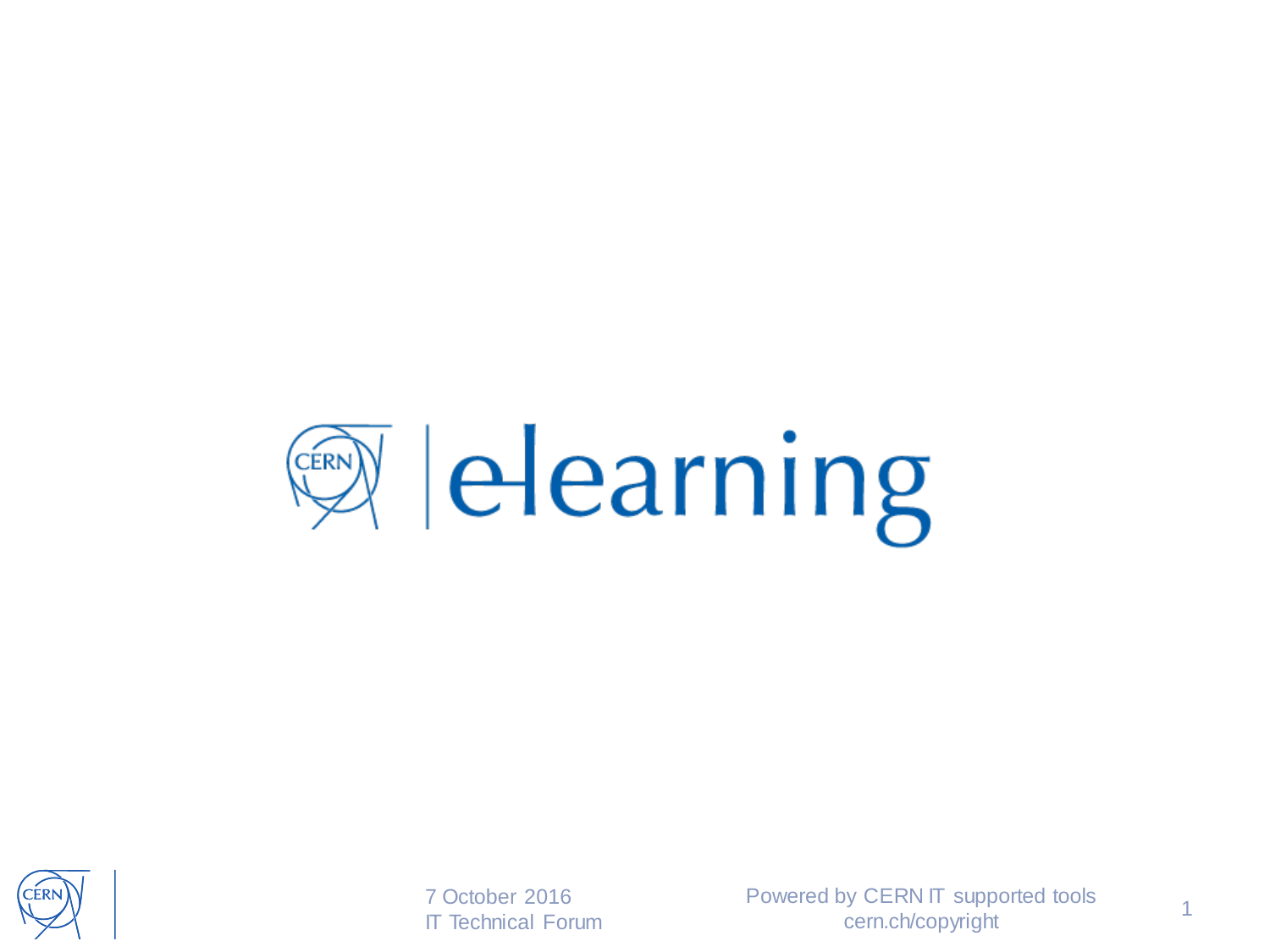# CERN | e-learning

7 October 2016
IT Technical Forum

Powered by CERN IT supported tools
cern.ch/copyright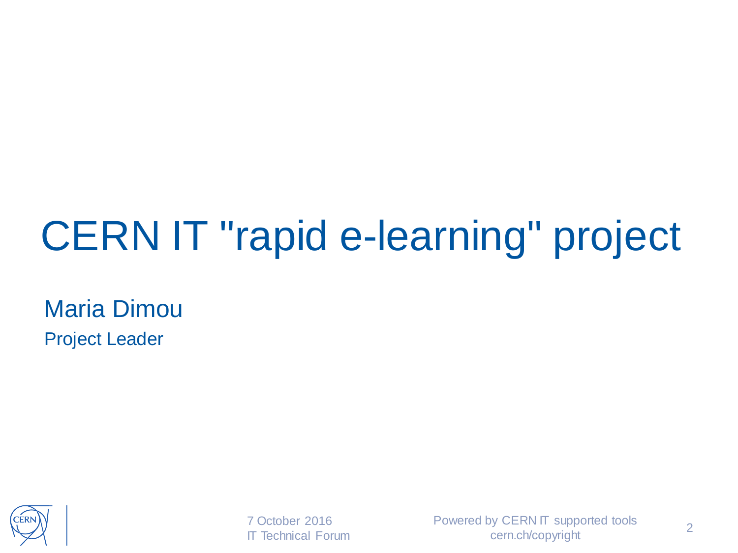# CERN IT "rapid e-learning" project

Maria Dimou

Project Leader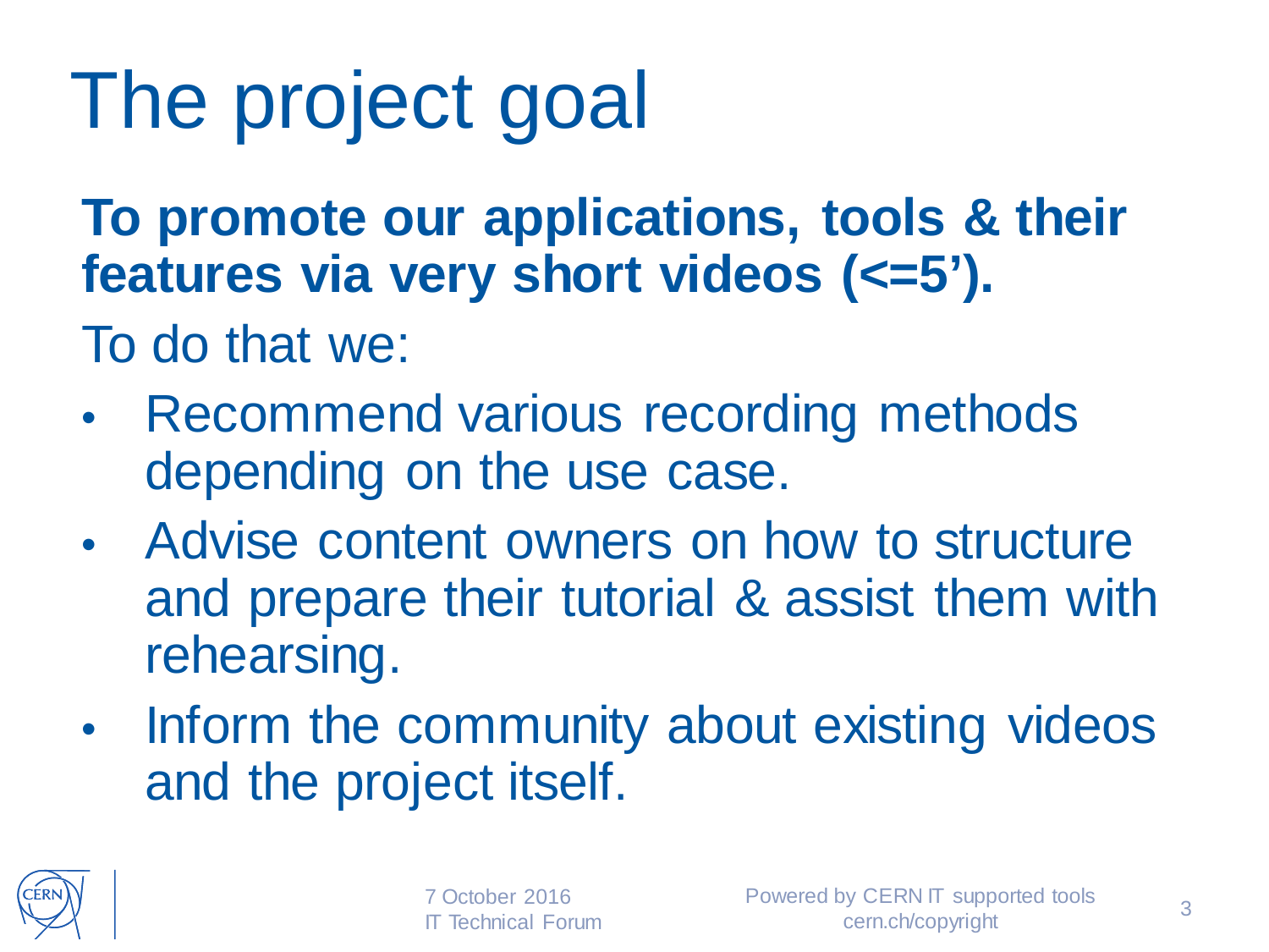# The project goal

**To promote our applications, tools & their features via very short videos (<=5').**

To do that we:

- Recommend various recording methods depending on the use case.
- Advise content owners on how to structure and prepare their tutorial & assist them with rehearsing.
- Inform the community about existing videos and the project itself.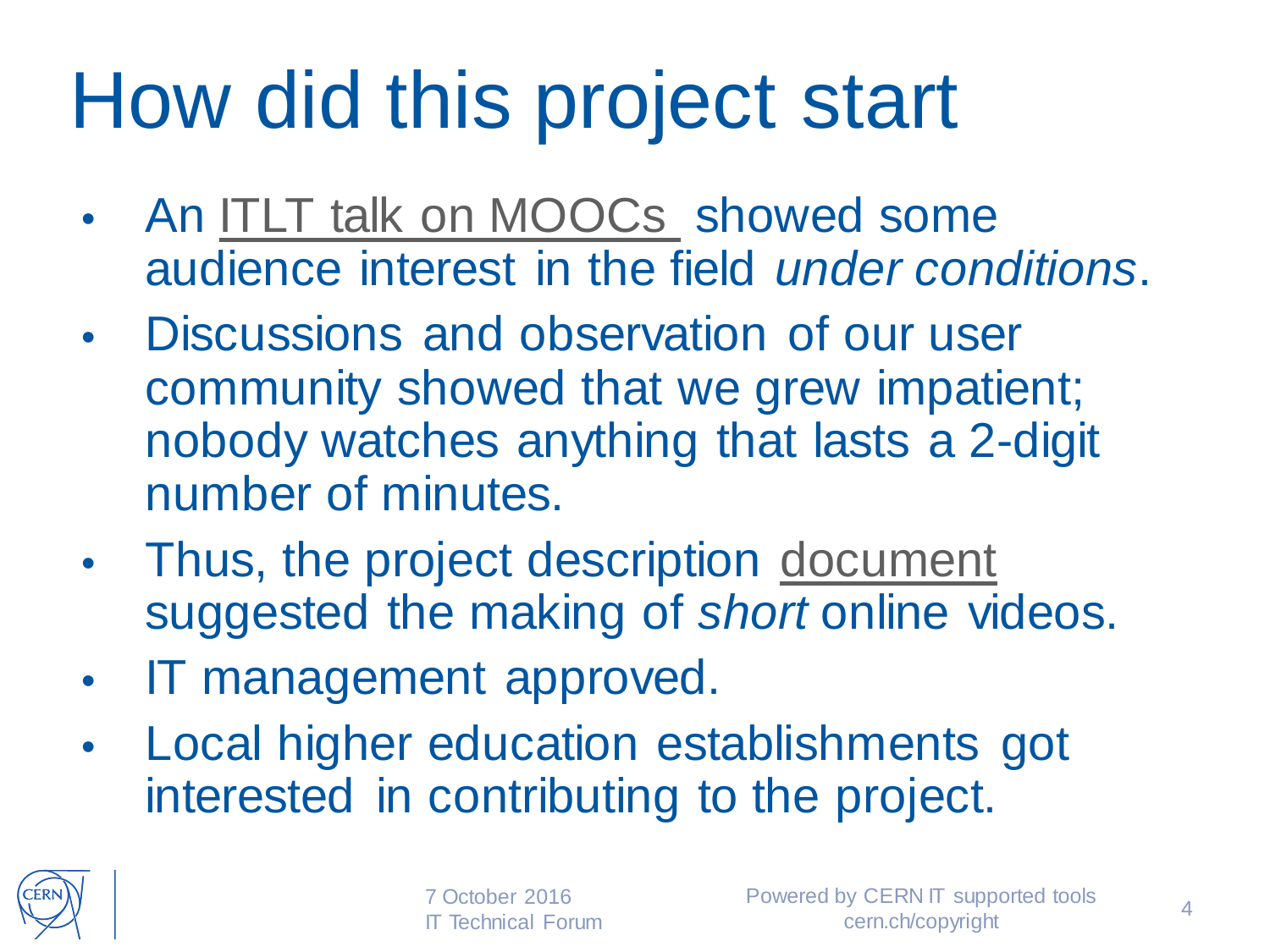# How did this project start

- An ITLT talk on MOOCs showed some audience interest in the field *under conditions*.
- Discussions and observation of our user community showed that we grew impatient; nobody watches anything that lasts a 2-digit number of minutes.
- Thus, the project description document suggested the making of *short* online videos.
- IT management approved.
- Local higher education establishments got interested in contributing to the project.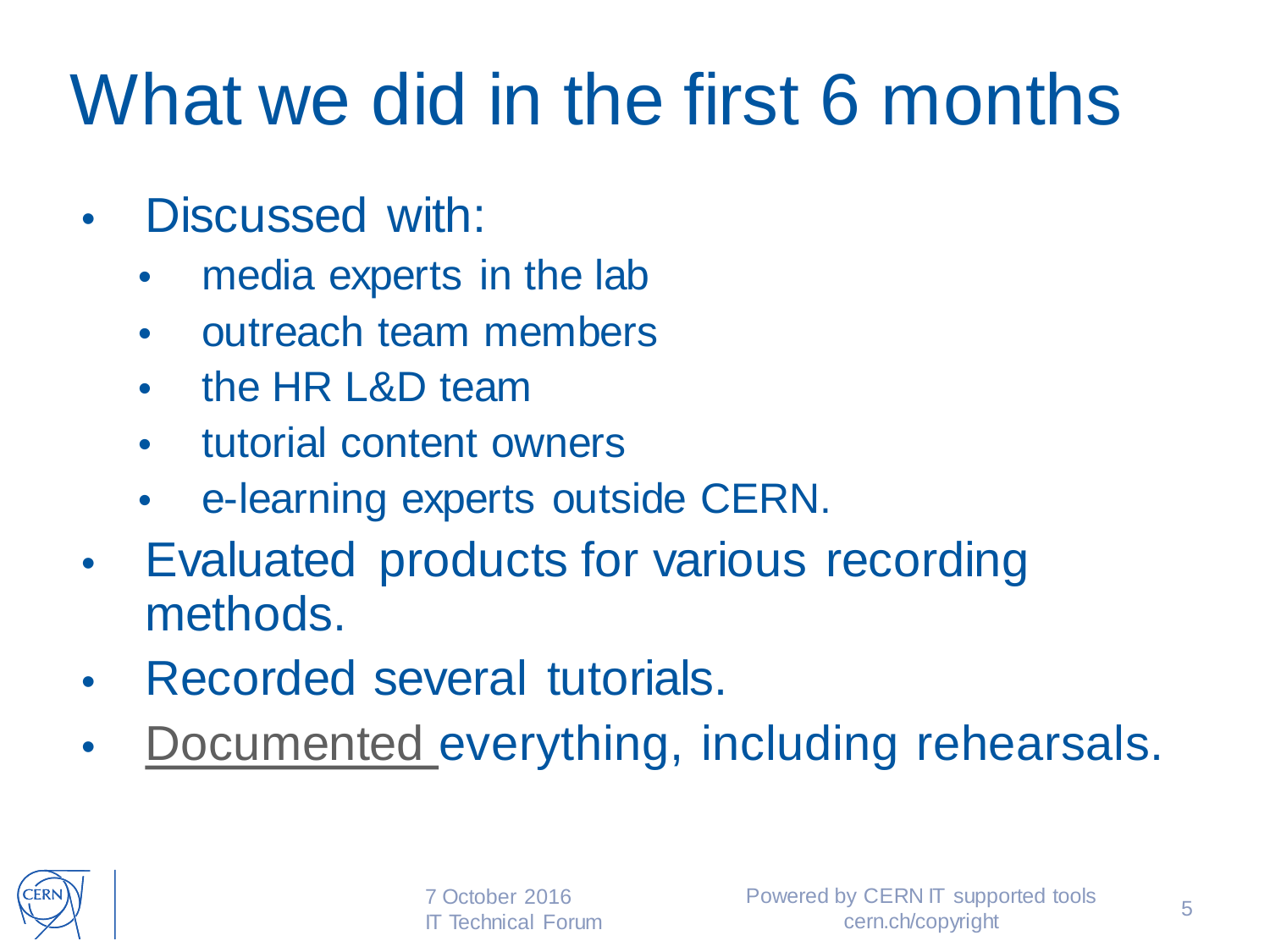# What we did in the first 6 months

- Discussed with:
  - media experts in the lab
  - outreach team members
  - the HR L&D team
  - tutorial content owners
  - e-learning experts outside CERN.
- Evaluated products for various recording methods.
- Recorded several tutorials.
- Documented everything, including rehearsals.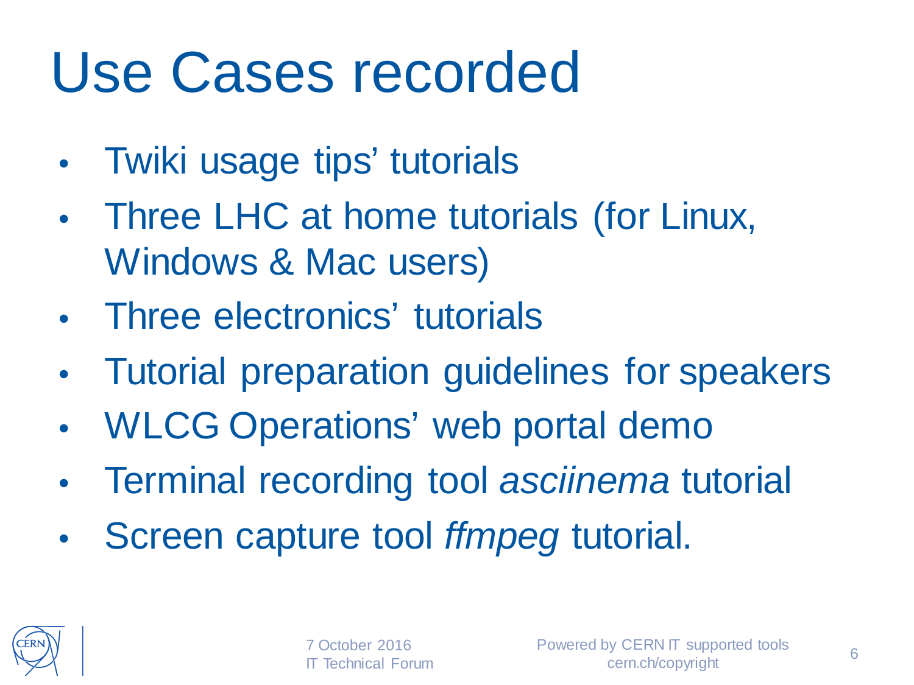# Use Cases recorded

- Twiki usage tips' tutorials
- Three LHC at home tutorials (for Linux, Windows & Mac users)
- Three electronics' tutorials
- Tutorial preparation guidelines for speakers
- WLCG Operations' web portal demo
- Terminal recording tool *asciinema* tutorial
- Screen capture tool *ffmpeg* tutorial.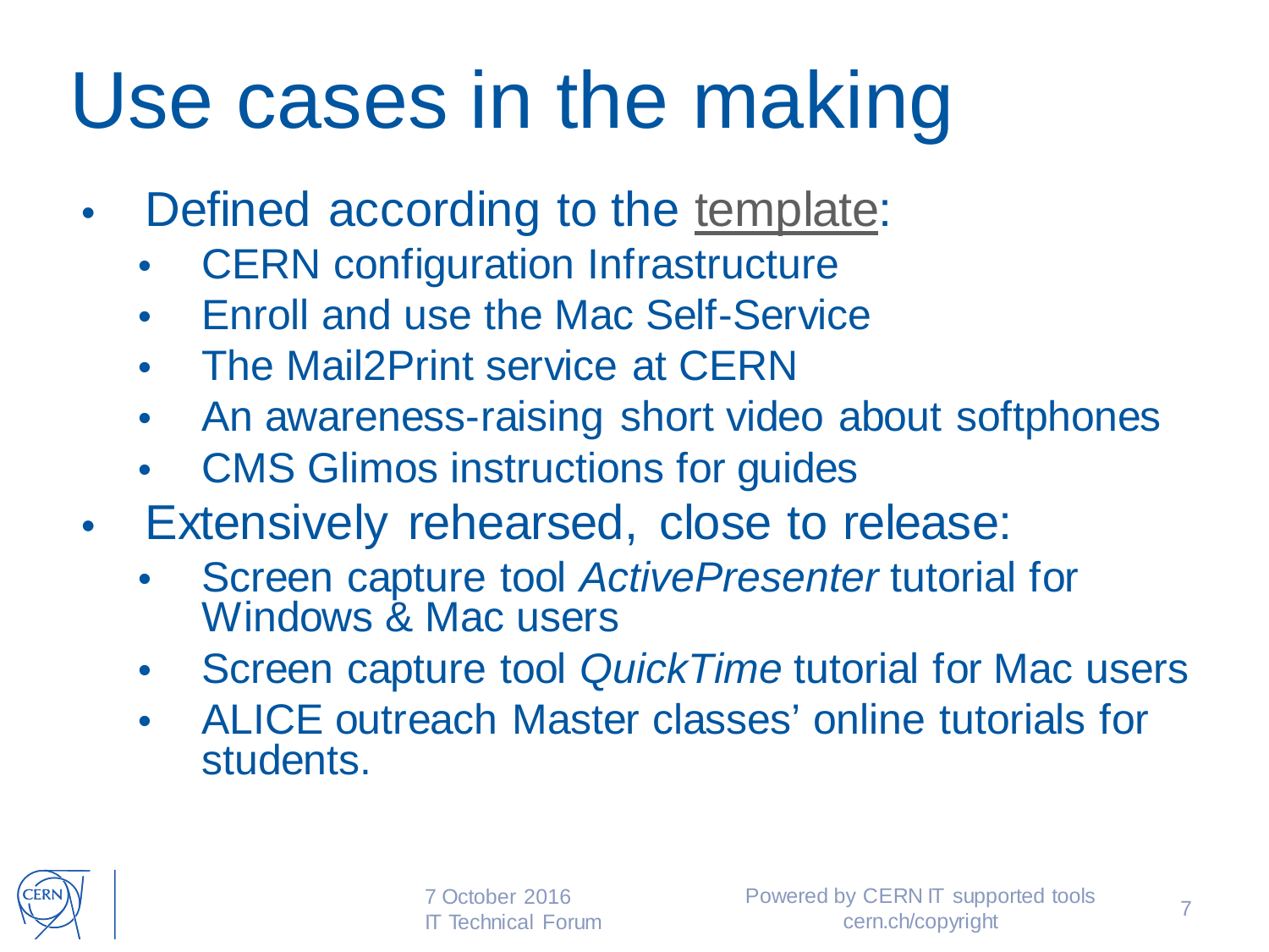# Use cases in the making

- Defined according to the template:
  - CERN configuration Infrastructure
  - Enroll and use the Mac Self-Service
  - The Mail2Print service at CERN
  - An awareness-raising short video about softphones
  - CMS Glimos instructions for guides
- Extensively rehearsed, close to release:
  - Screen capture tool *ActivePresenter* tutorial for Windows & Mac users
  - Screen capture tool *QuickTime* tutorial for Mac users
  - ALICE outreach Master classes' online tutorials for students.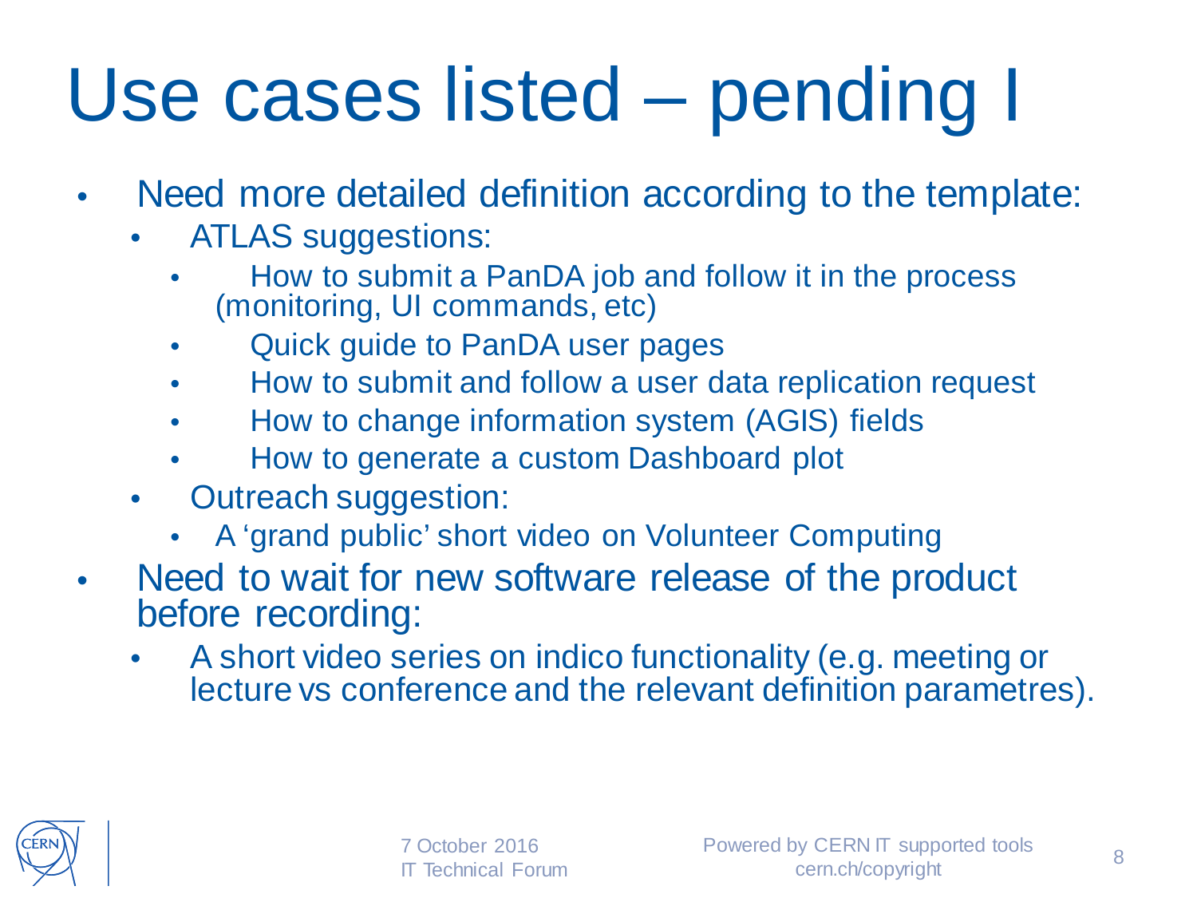# Use cases listed – pending I

- Need more detailed definition according to the template:
  - ATLAS suggestions:
    - How to submit a PanDA job and follow it in the process (monitoring, UI commands, etc)
    - Quick guide to PanDA user pages
    - How to submit and follow a user data replication request
    - How to change information system (AGIS) fields
    - How to generate a custom Dashboard plot
  - Outreach suggestion:
    - A 'grand public' short video on Volunteer Computing
- Need to wait for new software release of the product before recording:
  - A short video series on indico functionality (e.g. meeting or lecture vs conference and the relevant definition parametres).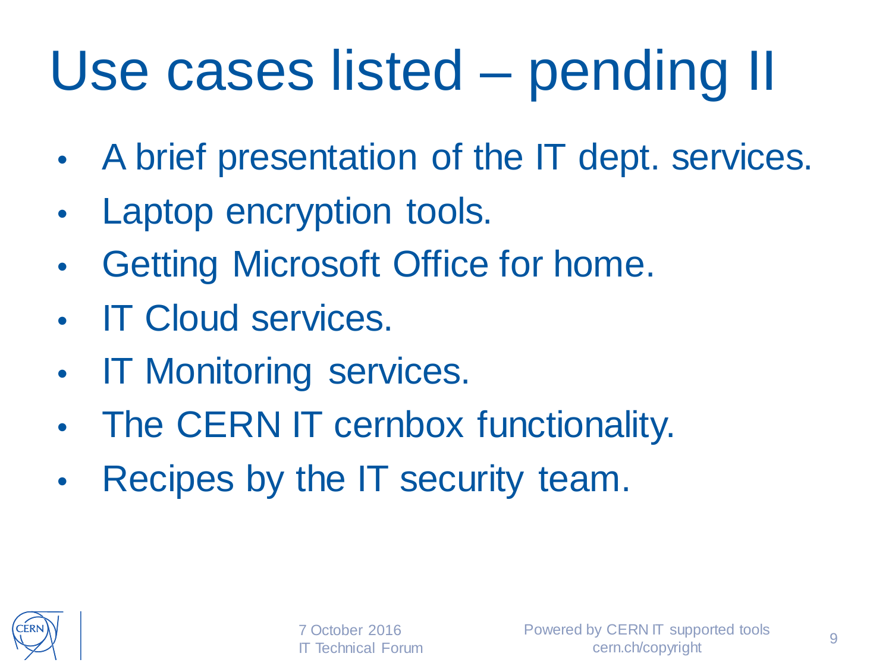# Use cases listed – pending II

- A brief presentation of the IT dept. services.
- Laptop encryption tools.
- Getting Microsoft Office for home.
- IT Cloud services.
- IT Monitoring services.
- The CERN IT cernbox functionality.
- Recipes by the IT security team.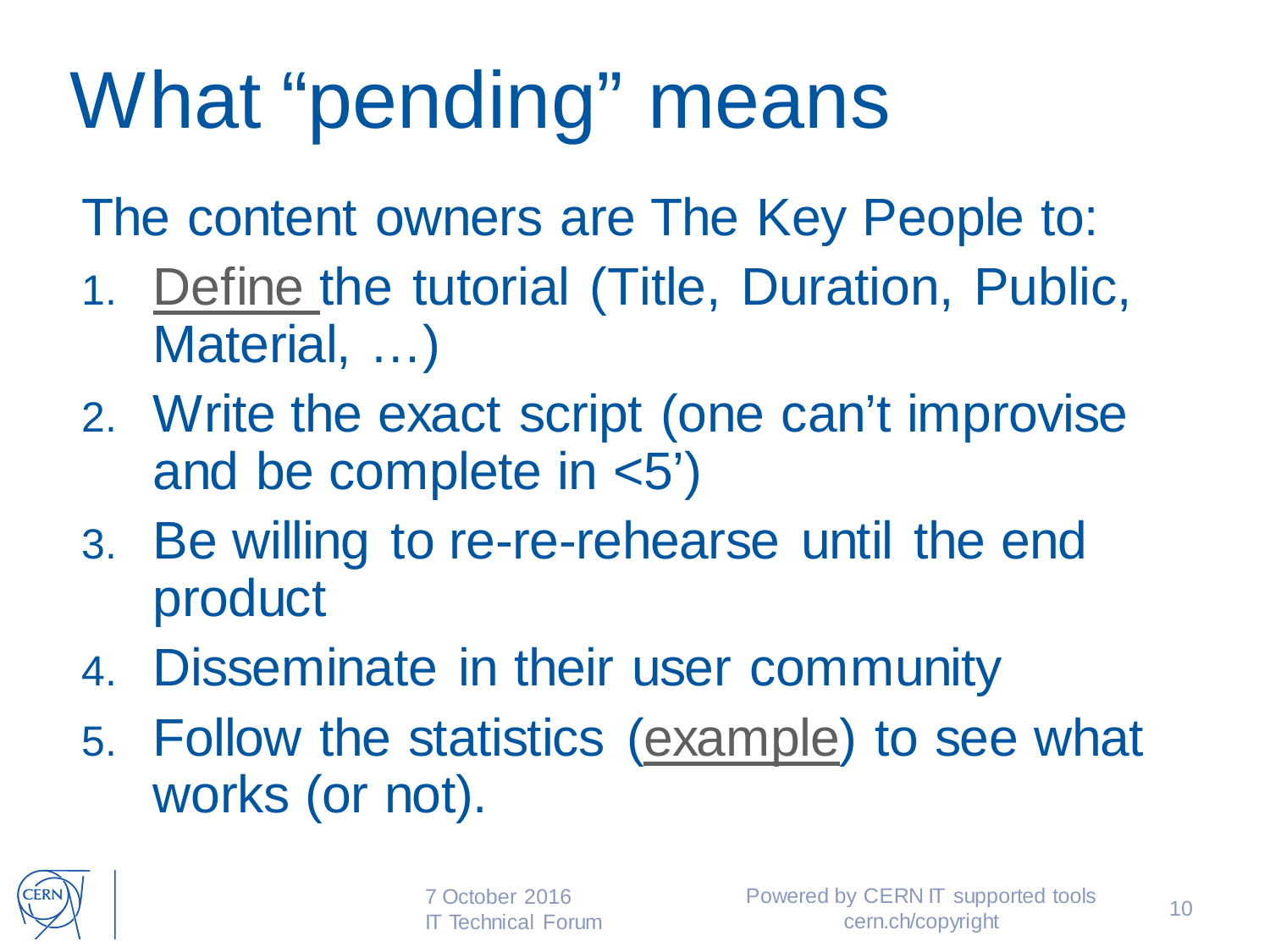# What “pending” means

The content owners are The Key People to:

1. Define the tutorial (Title, Duration, Public, Material, …)
2. Write the exact script (one can’t improvise and be complete in <5’)
3. Be willing to re-re-rehearse until the end product
4. Disseminate in their user community
5. Follow the statistics (example) to see what works (or not).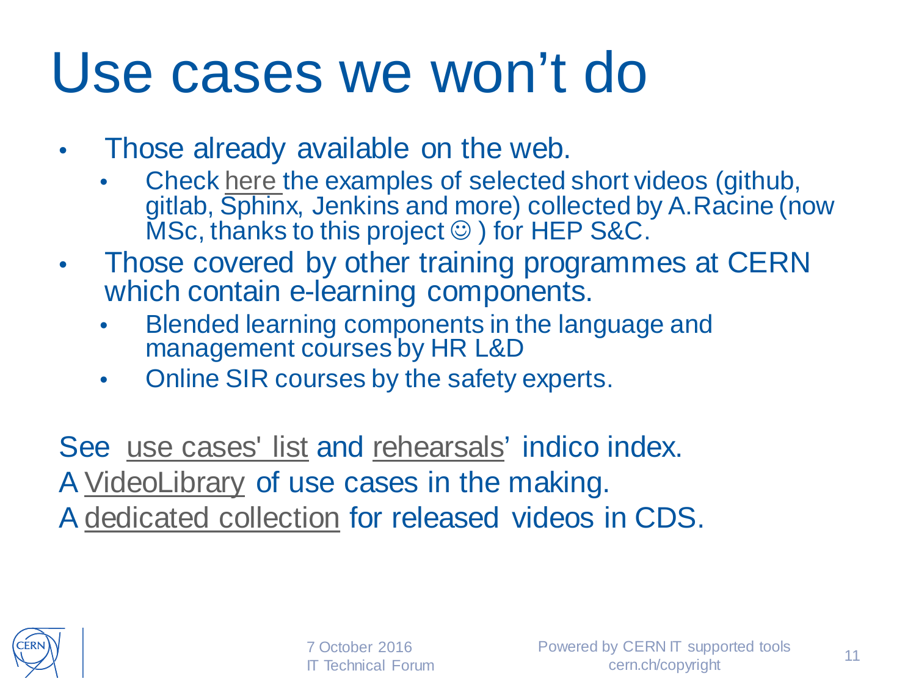# Use cases we won't do

- Those already available on the web.
  - Check here the examples of selected short videos (github, gitlab, Sphinx, Jenkins and more) collected by A.Racine (now MSc, thanks to this project ☺ ) for HEP S&C.
- Those covered by other training programmes at CERN which contain e-learning components.
  - Blended learning components in the language and management courses by HR L&D
  - Online SIR courses by the safety experts.

See use cases' list and rehearsals' indico index.
A VideoLibrary of use cases in the making.
A dedicated collection for released videos in CDS.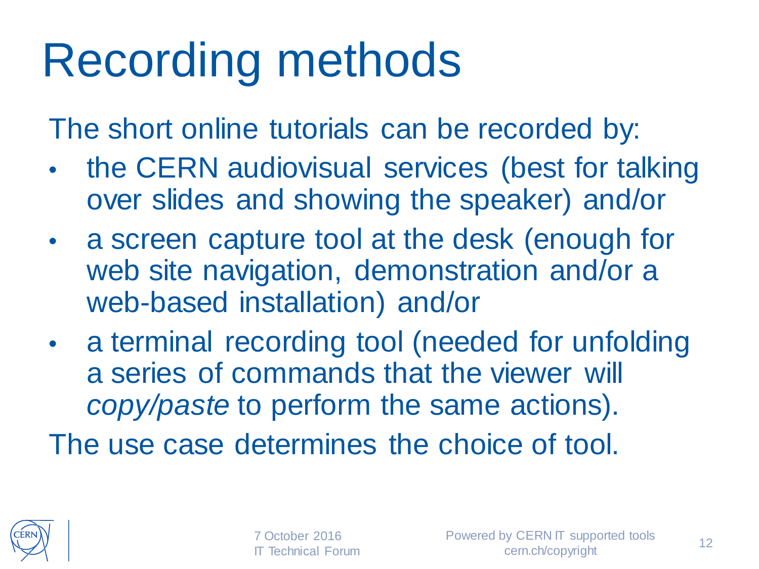# Recording methods

The short online tutorials can be recorded by:

- the CERN audiovisual services (best for talking over slides and showing the speaker) and/or
- a screen capture tool at the desk (enough for web site navigation, demonstration and/or a web-based installation) and/or
- a terminal recording tool (needed for unfolding a series of commands that the viewer will *copy/paste* to perform the same actions).

The use case determines the choice of tool.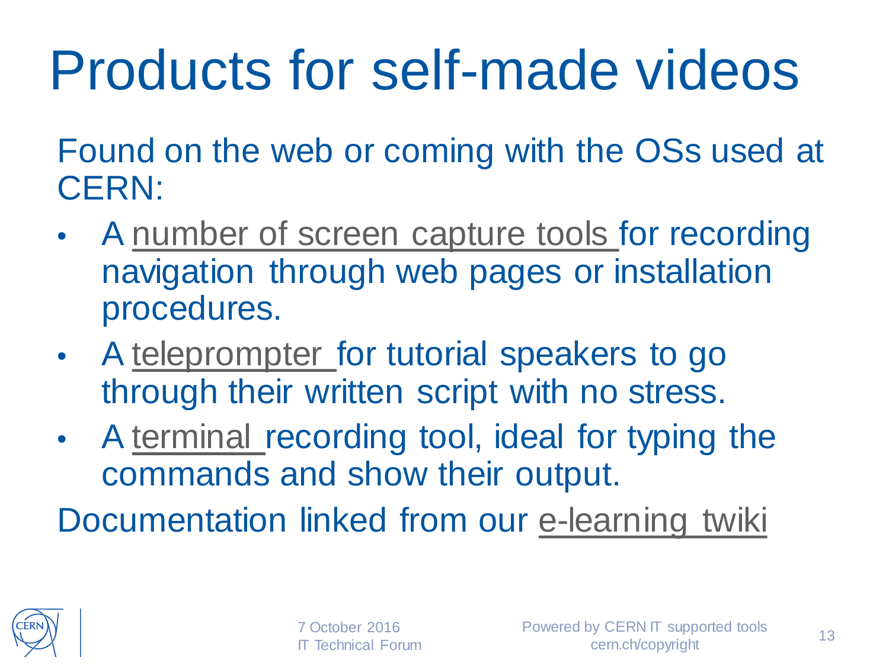# Products for self-made videos

Found on the web or coming with the OSs used at CERN:

- A number of screen capture tools for recording navigation through web pages or installation procedures.
- A teleprompter for tutorial speakers to go through their written script with no stress.
- A terminal recording tool, ideal for typing the commands and show their output.

Documentation linked from our e-learning twiki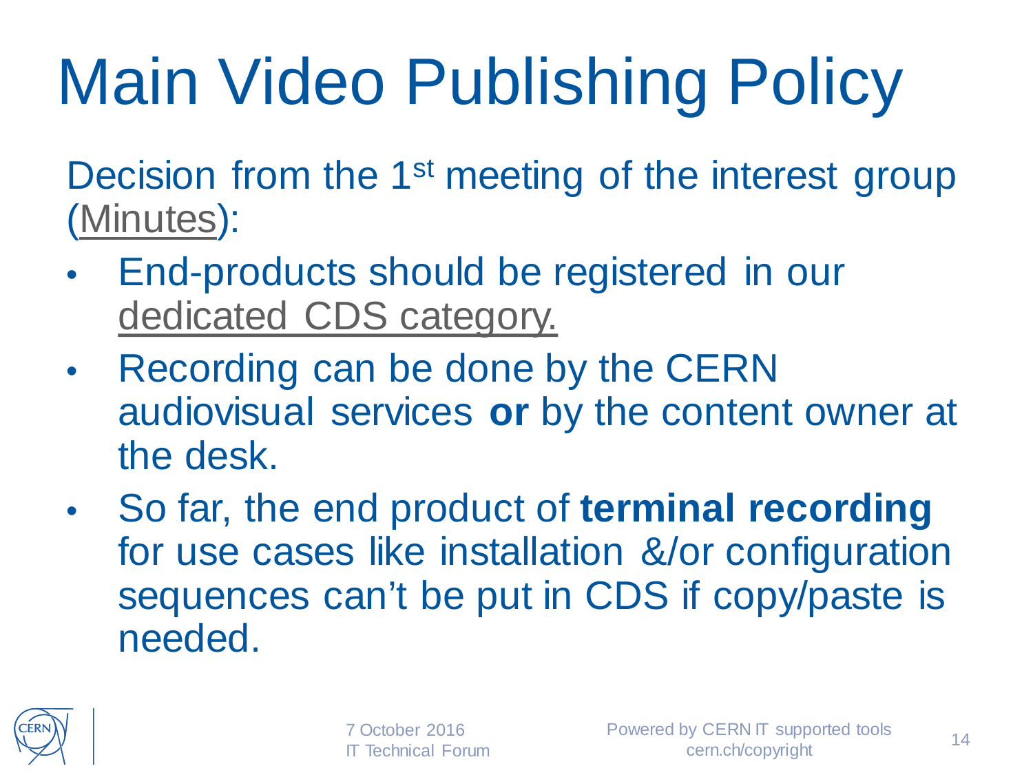# Main Video Publishing Policy

Decision from the 1st meeting of the interest group (Minutes):

- End-products should be registered in our dedicated CDS category.
- Recording can be done by the CERN audiovisual services **or** by the content owner at the desk.
- So far, the end product of **terminal recording** for use cases like installation &/or configuration sequences can't be put in CDS if copy/paste is needed.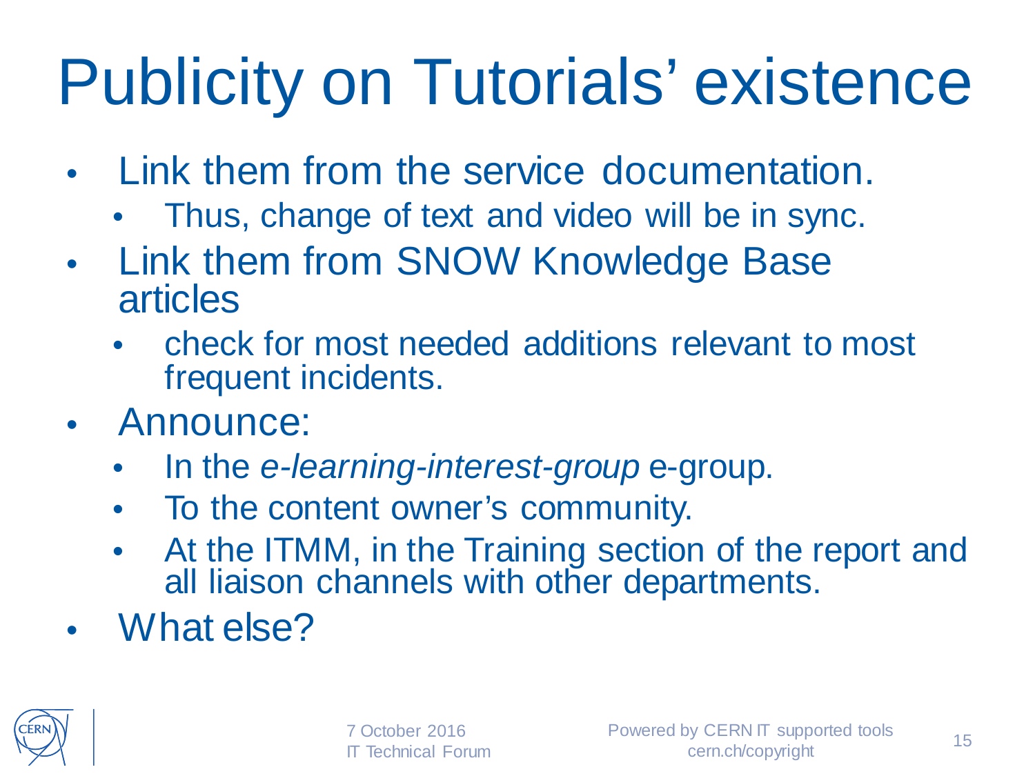# Publicity on Tutorials' existence

- Link them from the service documentation.
  - Thus, change of text and video will be in sync.
- Link them from SNOW Knowledge Base articles
  - check for most needed additions relevant to most frequent incidents.
- Announce:
  - In the *e-learning-interest-group* e-group.
  - To the content owner's community.
  - At the ITMM, in the Training section of the report and all liaison channels with other departments.
- What else?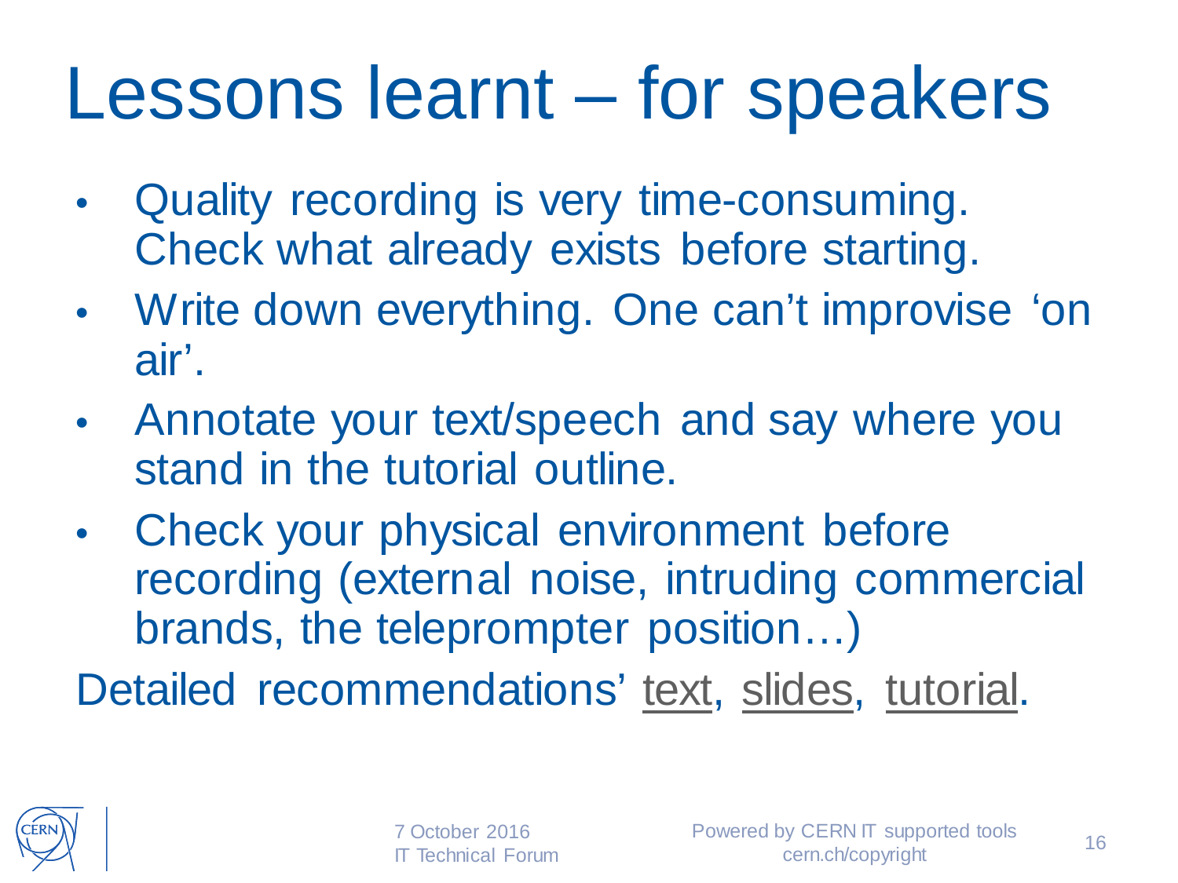# Lessons learnt – for speakers

- Quality recording is very time-consuming. Check what already exists before starting.
- Write down everything. One can't improvise 'on air'.
- Annotate your text/speech and say where you stand in the tutorial outline.
- Check your physical environment before recording (external noise, intruding commercial brands, the teleprompter position…)

Detailed recommendations' text, slides, tutorial.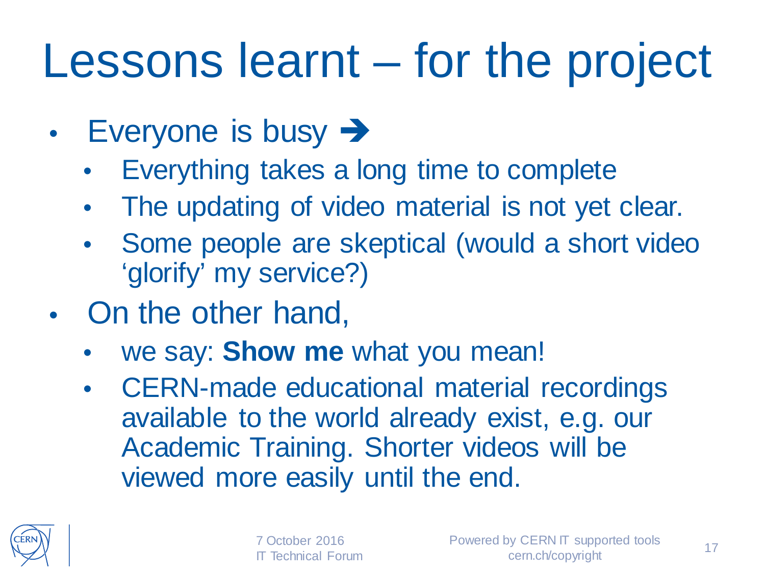# Lessons learnt – for the project

- Everyone is busy ➔
  - Everything takes a long time to complete
  - The updating of video material is not yet clear.
  - Some people are skeptical (would a short video 'glorify' my service?)
- On the other hand,
  - we say: **Show me** what you mean!
  - CERN-made educational material recordings available to the world already exist, e.g. our Academic Training. Shorter videos will be viewed more easily until the end.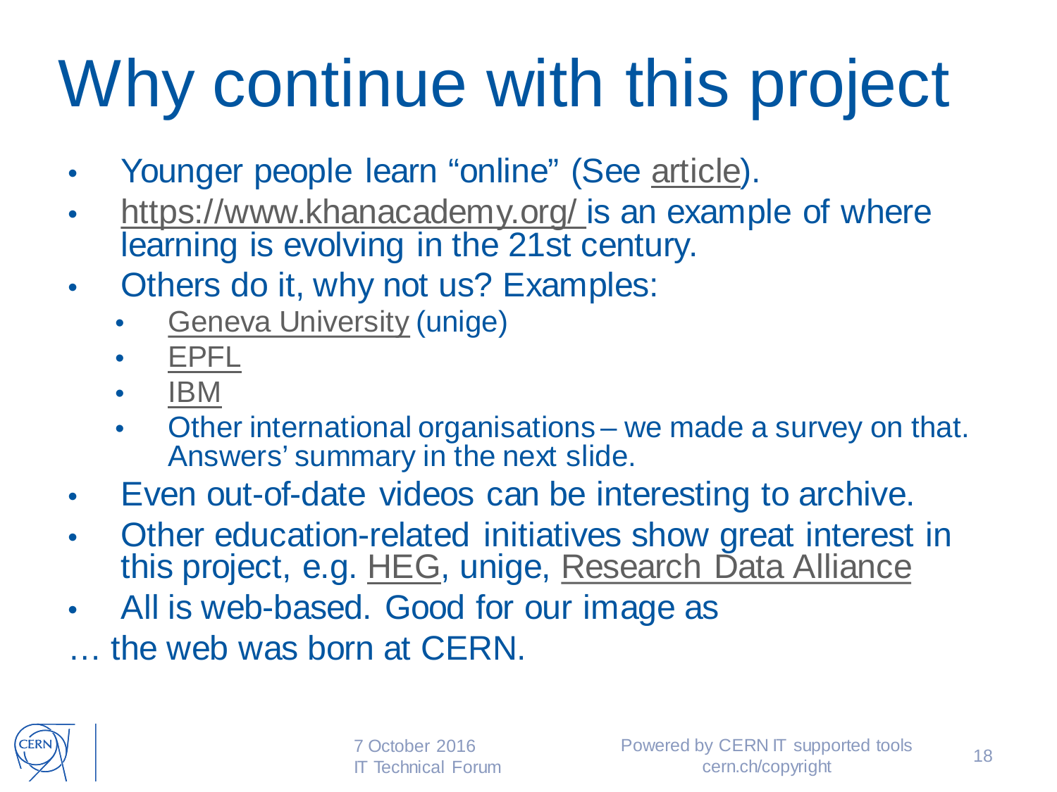# Why continue with this project

- Younger people learn “online” (See article).
- https://www.khanacademy.org/ is an example of where learning is evolving in the 21st century.
- Others do it, why not us? Examples:
  - Geneva University (unige)
  - EPFL
  - IBM
  - Other international organisations – we made a survey on that. Answers’ summary in the next slide.
- Even out-of-date videos can be interesting to archive.
- Other education-related initiatives show great interest in this project, e.g. HEG, unige, Research Data Alliance
- All is web-based. Good for our image as

… the web was born at CERN.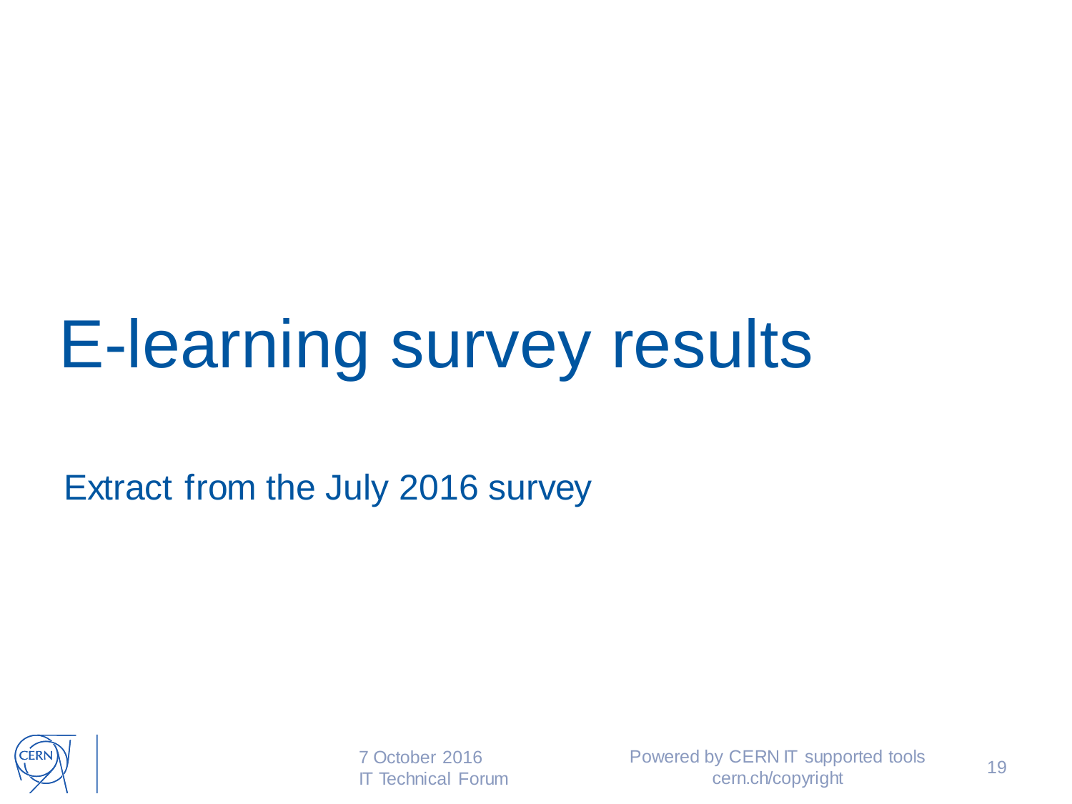# E-learning survey results

Extract from the July 2016 survey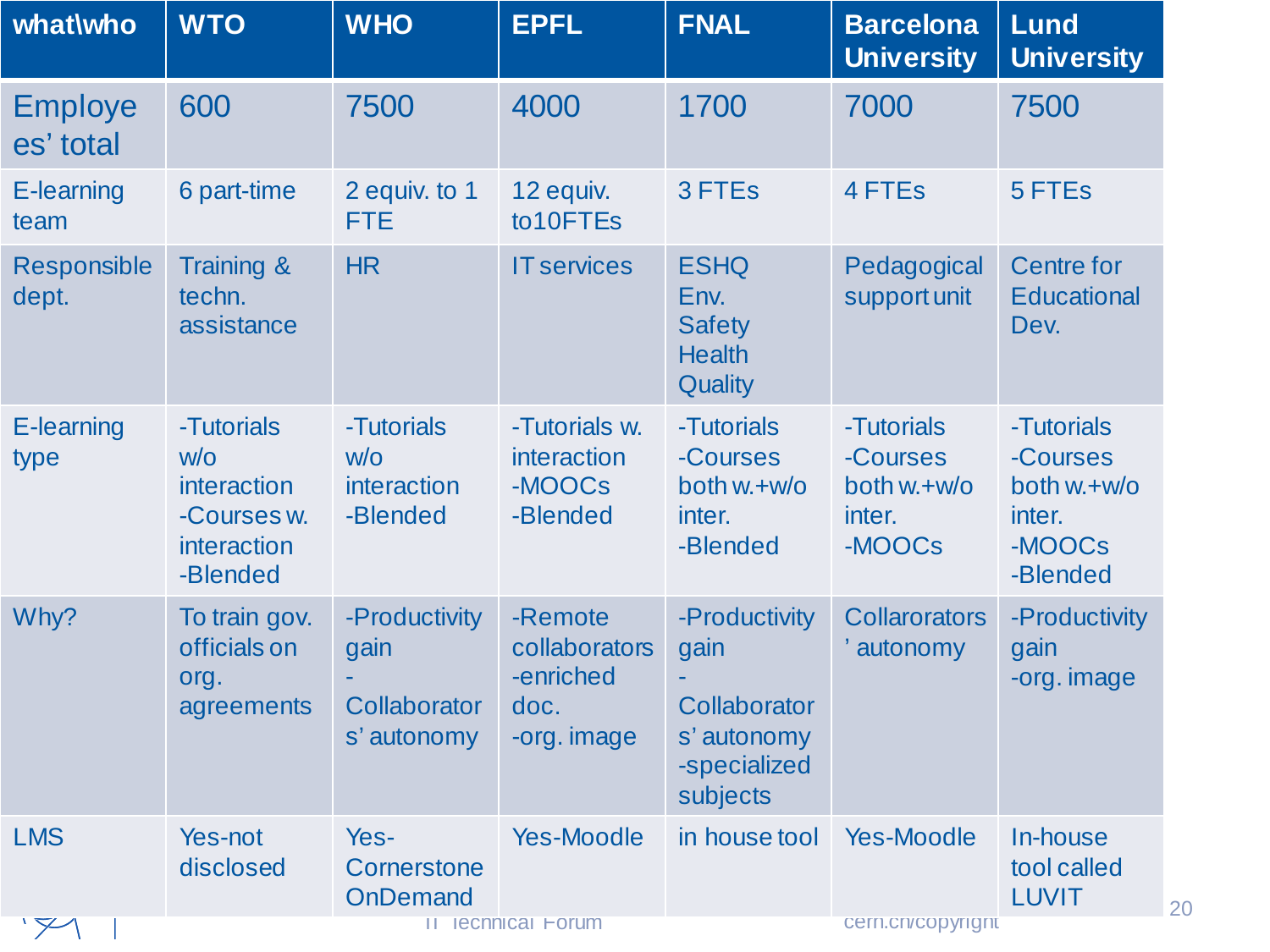| what\who | WTO | WHO | EPFL | FNAL | Barcelona University | Lund University |
|---|---|---|---|---|---|---|
| Employees' total | 600 | 7500 | 4000 | 1700 | 7000 | 7500 |
| E-learning team | 6 part-time | 2 equiv. to 1 FTE | 12 equiv. to10FTEs | 3 FTEs | 4 FTEs | 5 FTEs |
| Responsible dept. | Training & techn. assistance | HR | IT services | ESHQ Env. Safety Health Quality | Pedagogical support unit | Centre for Educational Dev. |
| E-learning type | -Tutorials w/o interaction<br>-Courses w. interaction<br>-Blended | -Tutorials w/o interaction<br>-Blended | -Tutorials w. interaction<br>-MOOCs<br>-Blended | -Tutorials<br>-Courses both w.+w/o inter.<br>-Blended | -Tutorials<br>-Courses both w.+w/o inter.<br>-MOOCs | -Tutorials<br>-Courses both w.+w/o inter.<br>-MOOCs<br>-Blended |
| Why? | To train gov. officials on org. agreements | -Productivity gain<br>-Collaborators' autonomy | -Remote collaborators<br>-enriched doc.<br>-org. image | -Productivity gain<br>-Collaborators' autonomy<br>-specialized subjects | Collarorators' autonomy | -Productivity gain<br>-org. image |
| LMS | Yes-not disclosed | Yes-Cornerstone OnDemand | Yes-Moodle | in house tool | Yes-Moodle | In-house tool called LUVIT |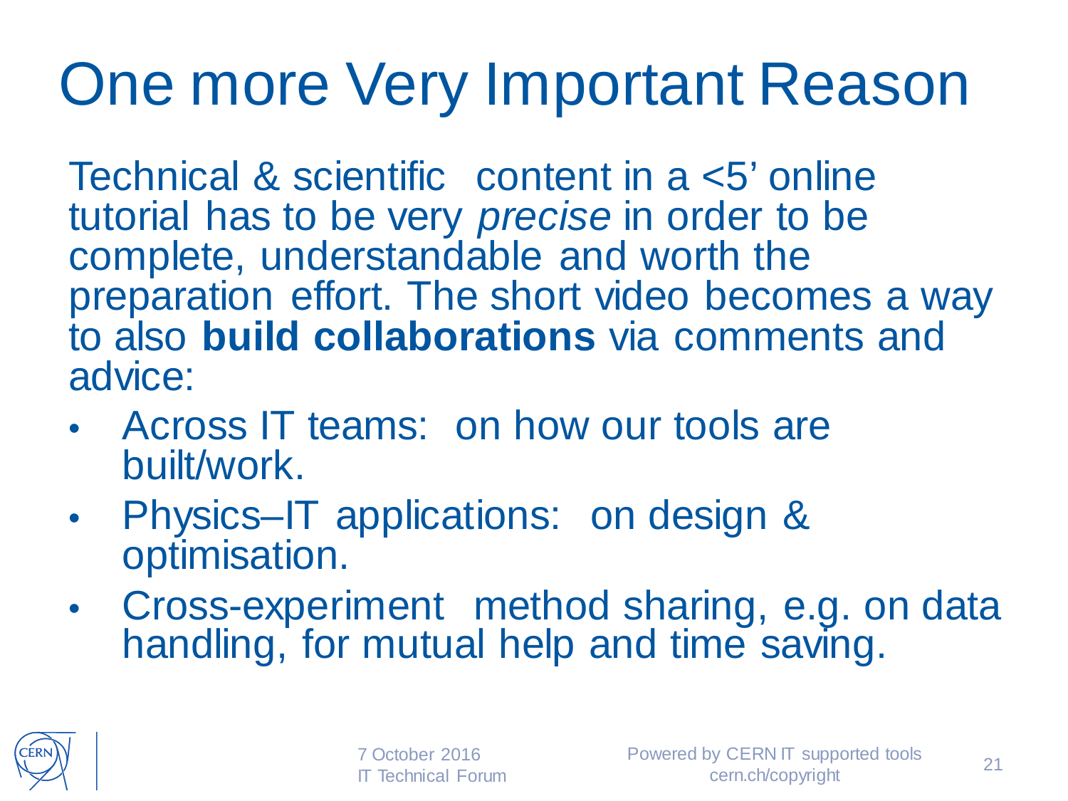# One more Very Important Reason

Technical & scientific content in a <5' online tutorial has to be very *precise* in order to be complete, understandable and worth the preparation effort. The short video becomes a way to also **build collaborations** via comments and advice:

- Across IT teams: on how our tools are built/work.
- Physics–IT applications: on design & optimisation.
- Cross-experiment method sharing, e.g. on data handling, for mutual help and time saving.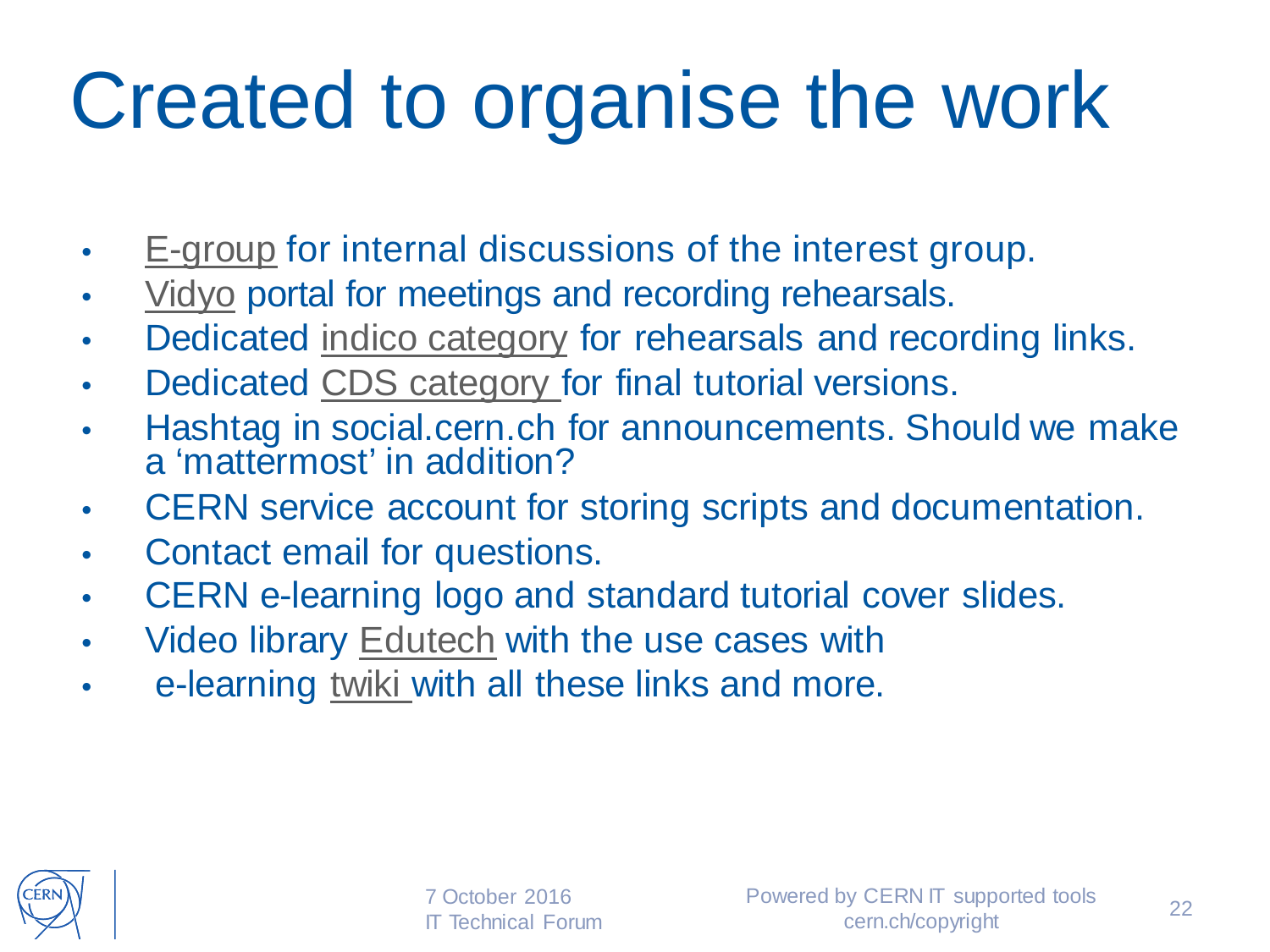# Created to organise the work

- E-group for internal discussions of the interest group.
- Vidyo portal for meetings and recording rehearsals.
- Dedicated indico category for rehearsals and recording links.
- Dedicated CDS category for final tutorial versions.
- Hashtag in social.cern.ch for announcements. Should we make a 'mattermost' in addition?
- CERN service account for storing scripts and documentation.
- Contact email for questions.
- CERN e-learning logo and standard tutorial cover slides.
- Video library Edutech with the use cases with
- e-learning twiki with all these links and more.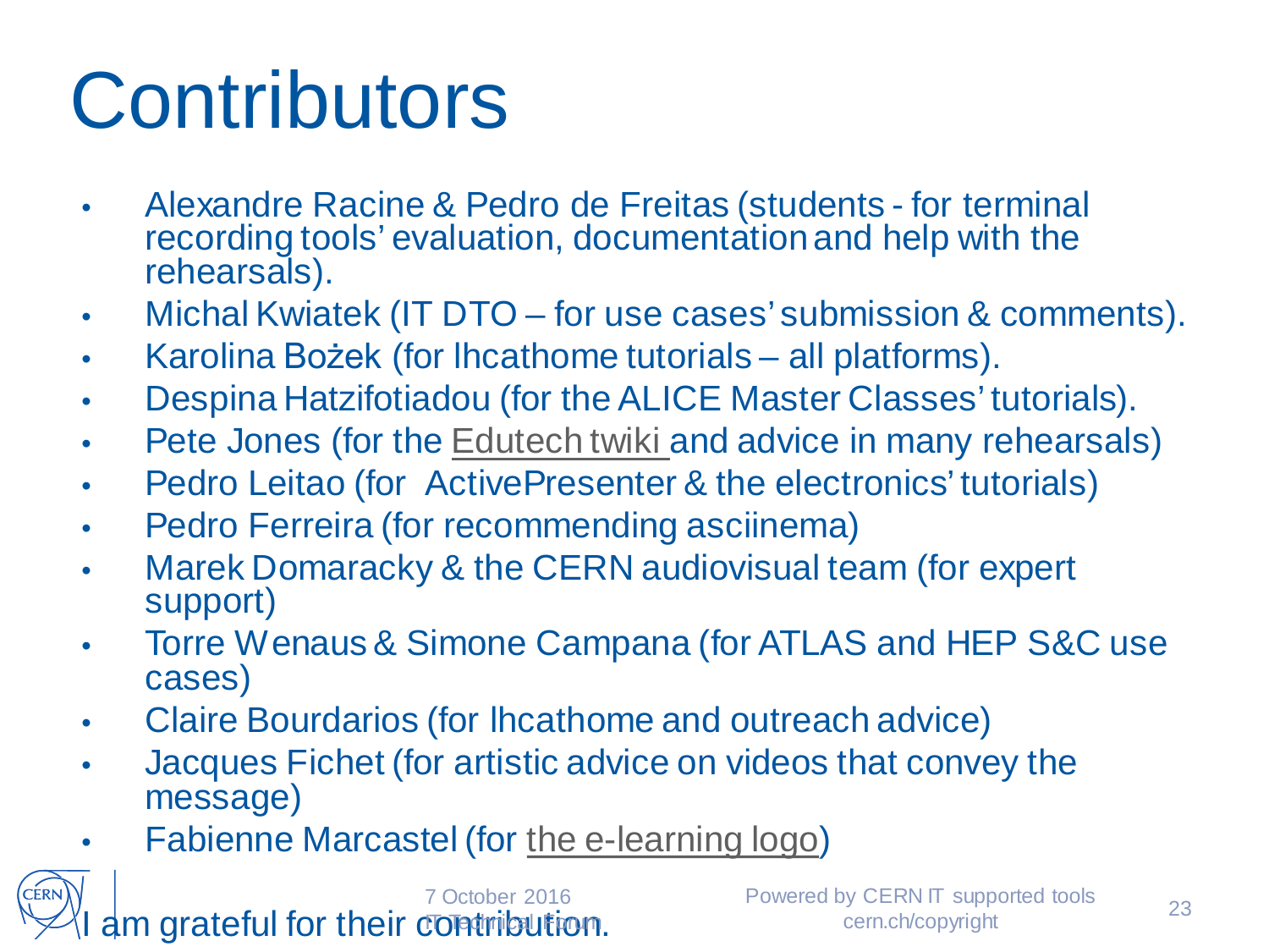# Contributors

- Alexandre Racine & Pedro de Freitas (students - for terminal recording tools' evaluation, documentation and help with the rehearsals).
- Michal Kwiatek (IT DTO – for use cases' submission & comments).
- Karolina Bożek (for lhcathome tutorials – all platforms).
- Despina Hatzifotiadou (for the ALICE Master Classes' tutorials).
- Pete Jones (for the Edutech twiki and advice in many rehearsals)
- Pedro Leitao (for ActivePresenter & the electronics' tutorials)
- Pedro Ferreira (for recommending asciinema)
- Marek Domaracky & the CERN audiovisual team (for expert support)
- Torre Wenaus & Simone Campana (for ATLAS and HEP S&C use cases)
- Claire Bourdarios (for lhcathome and outreach advice)
- Jacques Fichet (for artistic advice on videos that convey the message)
- Fabienne Marcastel (for the e-learning logo)

I am grateful for their contribution.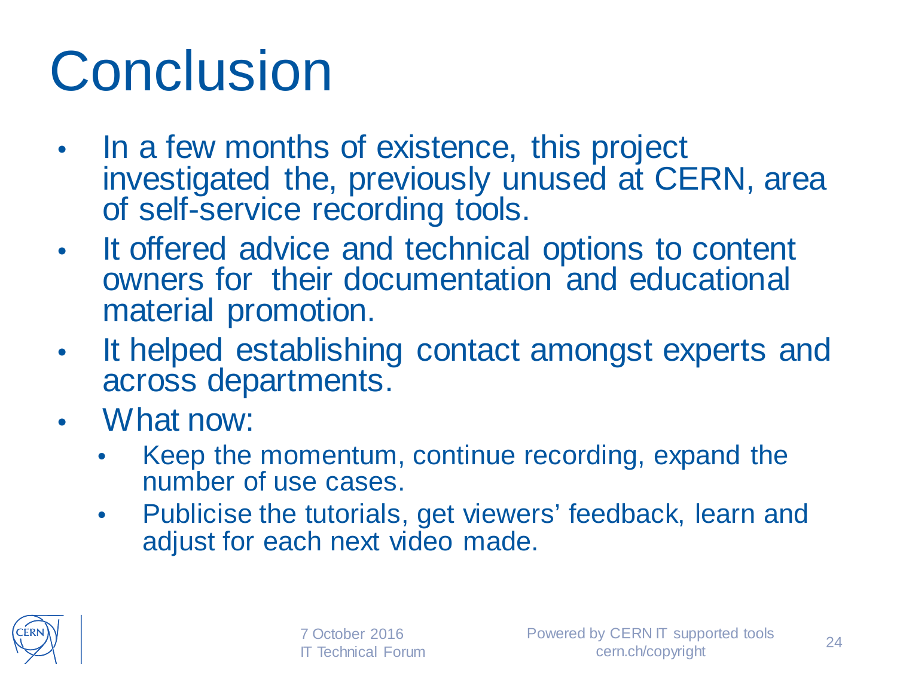# Conclusion

- In a few months of existence, this project investigated the, previously unused at CERN, area of self-service recording tools.
- It offered advice and technical options to content owners for their documentation and educational material promotion.
- It helped establishing contact amongst experts and across departments.
- What now:
  - Keep the momentum, continue recording, expand the number of use cases.
  - Publicise the tutorials, get viewers' feedback, learn and adjust for each next video made.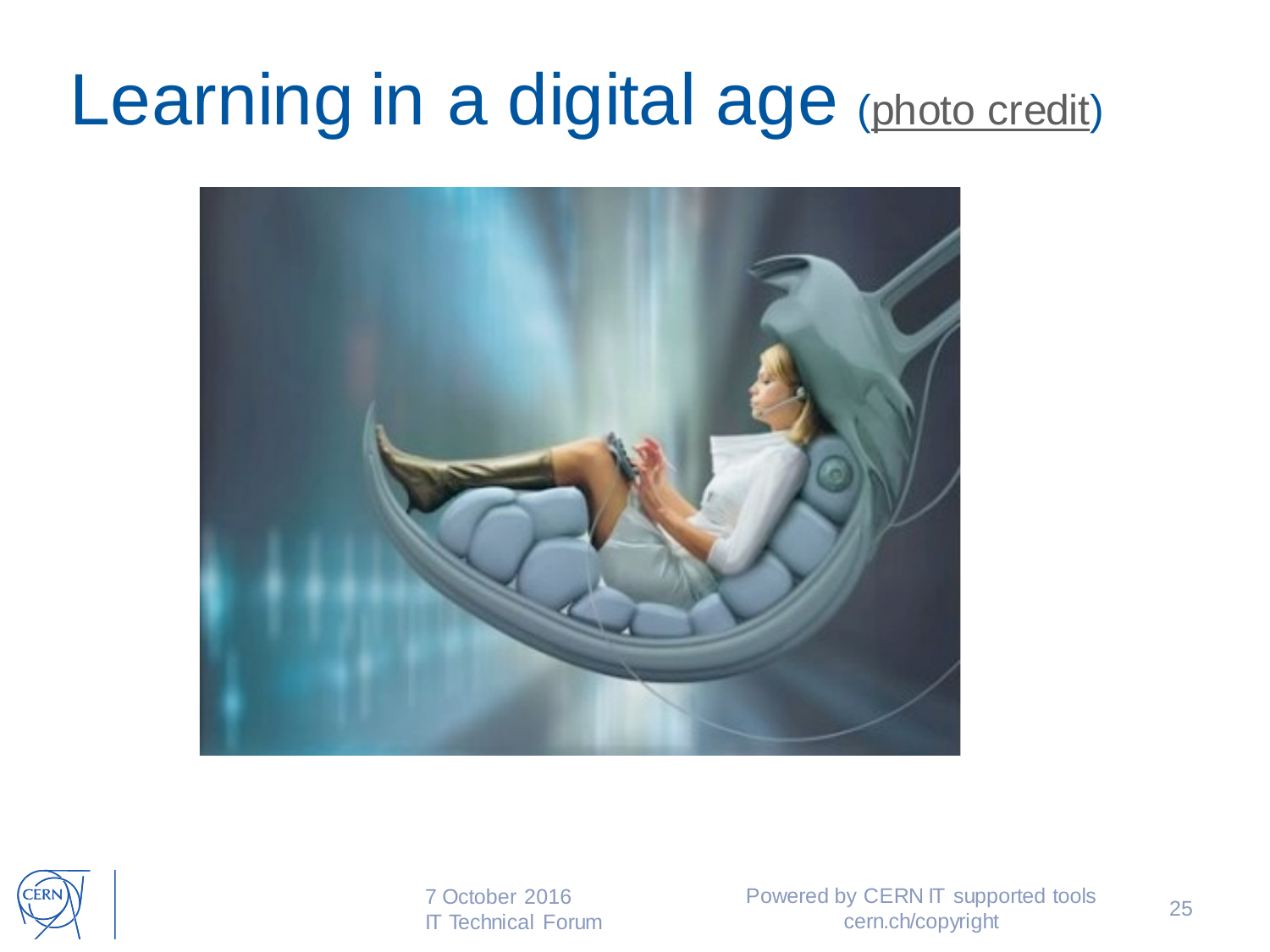# Learning in a digital age (photo credit)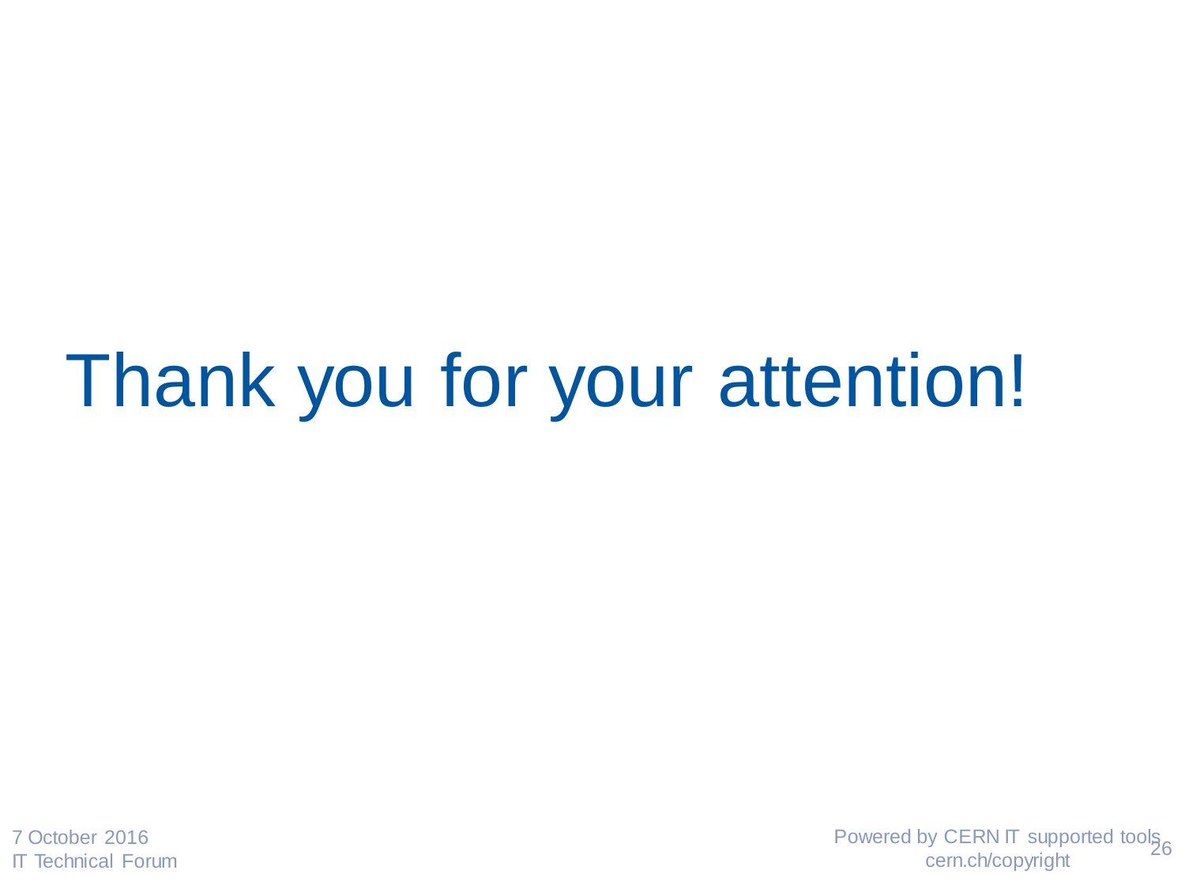# Thank you for your attention!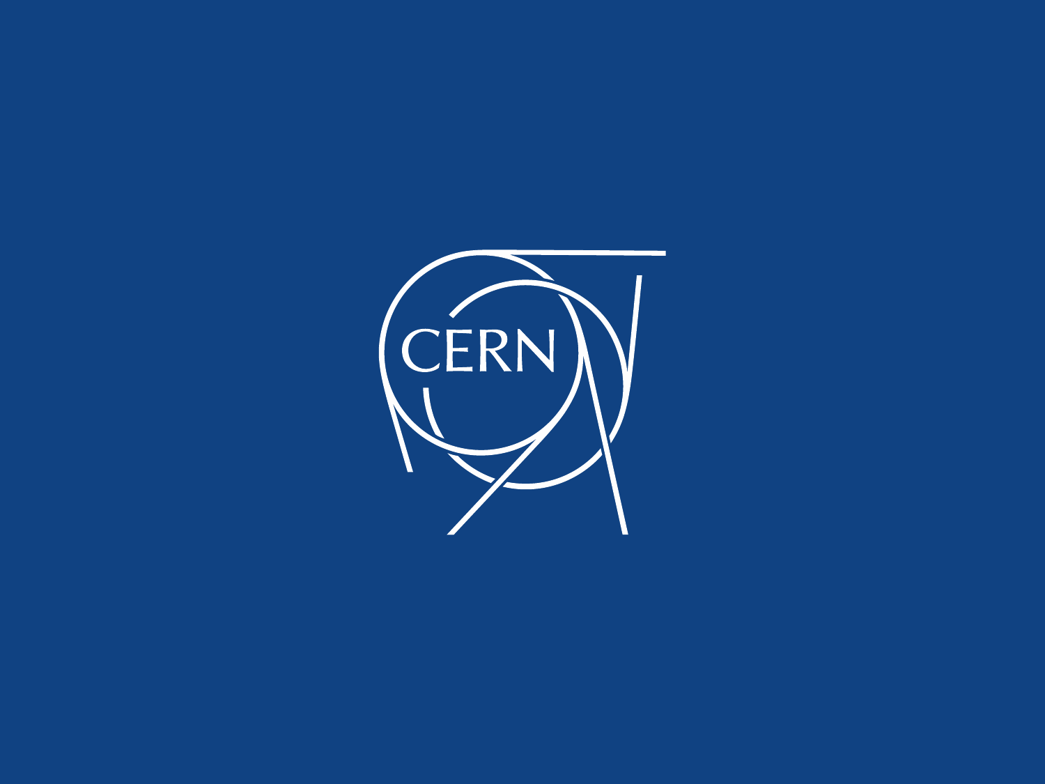CERN